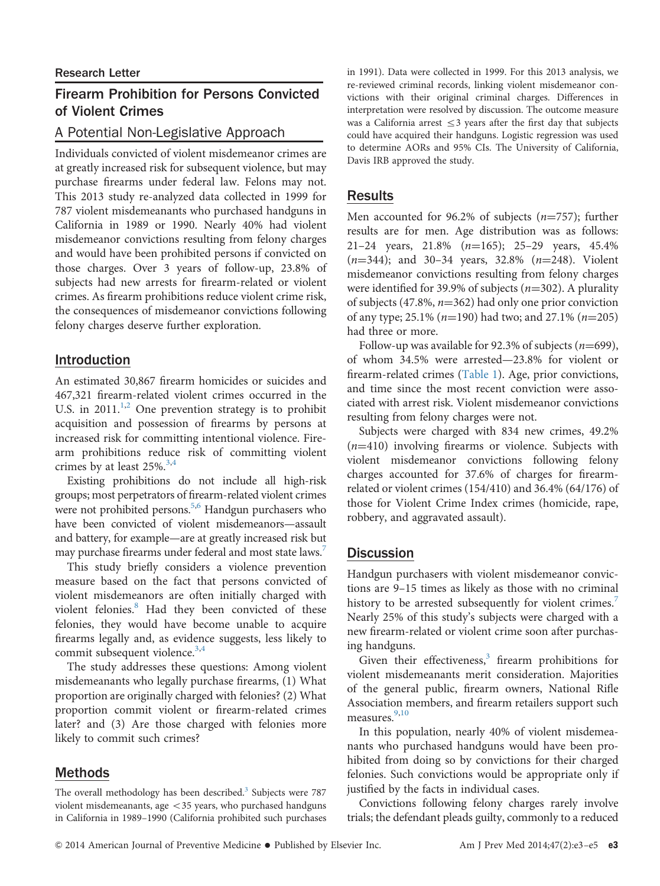Research Letter

# Firearm Prohibition for Persons Convicted of Violent Crimes

## A Potential Non-Legislative Approach

Individuals convicted of violent misdemeanor crimes are at greatly increased risk for subsequent violence, but may purchase firearms under federal law. Felons may not. This 2013 study re-analyzed data collected in 1999 for 787 violent misdemeanants who purchased handguns in California in 1989 or 1990. Nearly 40% had violent misdemeanor convictions resulting from felony charges and would have been prohibited persons if convicted on those charges. Over 3 years of follow-up, 23.8% of subjects had new arrests for firearm-related or violent crimes. As firearm prohibitions reduce violent crime risk, the consequences of misdemeanor convictions following felony charges deserve further exploration.

## Introduction

An estimated 30,867 firearm homicides or suicides and 467,321 firearm-related violent crimes occurred in the U.S. in 2011.[1,2] One prevention strategy is to prohibit acquisition and possession of firearms by persons at increased risk for committing intentional violence. Firearm prohibitions reduce risk of committing violent crimes by at least 25%.[3,4]

Existing prohibitions do not include all high-risk groups; most perpetrators of firearm-related violent crimes were not prohibited persons.[5,6] Handgun purchasers who have been convicted of violent misdemeanors—assault and battery, for example—are at greatly increased risk but may purchase firearms under federal and most state laws.[7]

This study briefly considers a violence prevention measure based on the fact that persons convicted of violent misdemeanors are often initially charged with violent felonies.[8] Had they been convicted of these felonies, they would have become unable to acquire firearms legally and, as evidence suggests, less likely to commit subsequent violence.[3,4]

The study addresses these questions: Among violent misdemeanants who legally purchase firearms, (1) What proportion are originally charged with felonies? (2) What proportion commit violent or firearm-related crimes later? and (3) Are those charged with felonies more likely to commit such crimes?

## Methods

The overall methodology has been described.[3] Subjects were 787 violent misdemeanants, age <35 years, who purchased handguns in California in 1989–1990 (California prohibited such purchases in 1991). Data were collected in 1999. For this 2013 analysis, we re-reviewed criminal records, linking violent misdemeanor convictions with their original criminal charges. Differences in interpretation were resolved by discussion. The outcome measure was a California arrest ≤3 years after the first day that subjects could have acquired their handguns. Logistic regression was used to determine AORs and 95% CIs. The University of California, Davis IRB approved the study.

## Results

Men accounted for 96.2% of subjects ($n$=757); further results are for men. Age distribution was as follows: 21–24 years, 21.8% ($n$=165); 25–29 years, 45.4% ($n$=344); and 30–34 years, 32.8% ($n$=248). Violent misdemeanor convictions resulting from felony charges were identified for 39.9% of subjects ($n$=302). A plurality of subjects (47.8%, $n$=362) had only one prior conviction of any type; 25.1% ($n$=190) had two; and 27.1% ($n$=205) had three or more.

Follow-up was available for 92.3% of subjects ($n$=699), of whom 34.5% were arrested—23.8% for violent or firearm-related crimes (Table 1). Age, prior convictions, and time since the most recent conviction were associated with arrest risk. Violent misdemeanor convictions resulting from felony charges were not.

Subjects were charged with 834 new crimes, 49.2% ($n$=410) involving firearms or violence. Subjects with violent misdemeanor convictions following felony charges accounted for 37.6% of charges for firearm-related or violent crimes (154/410) and 36.4% (64/176) of those for Violent Crime Index crimes (homicide, rape, robbery, and aggravated assault).

## Discussion

Handgun purchasers with violent misdemeanor convictions are 9–15 times as likely as those with no criminal history to be arrested subsequently for violent crimes.[7] Nearly 25% of this study's subjects were charged with a new firearm-related or violent crime soon after purchasing handguns.

Given their effectiveness,[3] firearm prohibitions for violent misdemeanants merit consideration. Majorities of the general public, firearm owners, National Rifle Association members, and firearm retailers support such measures.[9,10]

In this population, nearly 40% of violent misdemeanants who purchased handguns would have been prohibited from doing so by convictions for their charged felonies. Such convictions would be appropriate only if justified by the facts in individual cases.

Convictions following felony charges rarely involve trials; the defendant pleads guilty, commonly to a reduced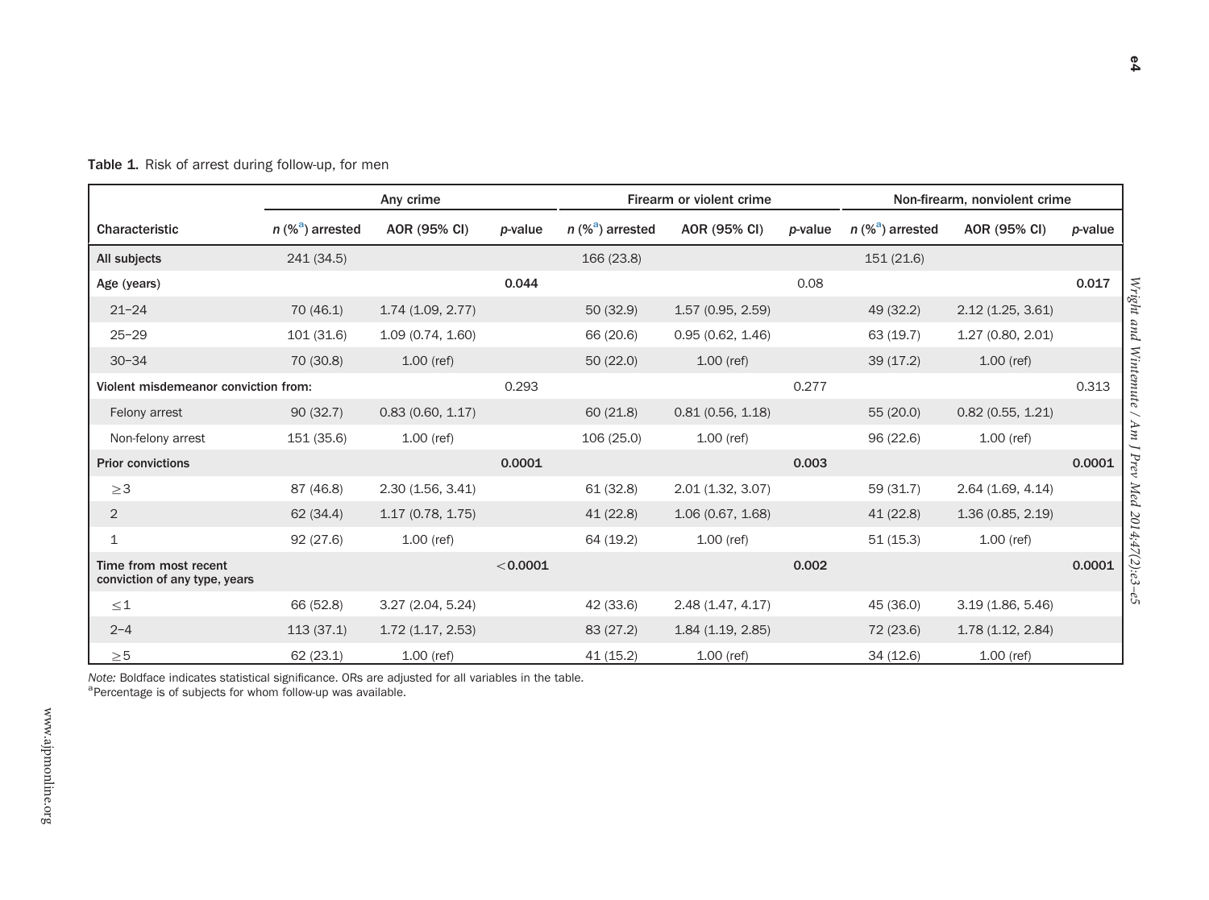**Table 1.** Risk of arrest during follow-up, for men

| | Any crime | | | Firearm or violent crime | | | Non-firearm, nonviolent crime | | |
|---|---|---|---|---|---|---|---|---|---|
| Characteristic | *n* (%[a]) arrested | AOR (95% CI) | *p*-value | *n* (%[a]) arrested | AOR (95% CI) | *p*-value | *n* (%[a]) arrested | AOR (95% CI) | *p*-value |
| All subjects | 241 (34.5) | | | 166 (23.8) | | | 151 (21.6) | | |
| Age (years) | | | **0.044** | | | 0.08 | | | **0.017** |
| 21–24 | 70 (46.1) | 1.74 (1.09, 2.77) | | 50 (32.9) | 1.57 (0.95, 2.59) | | 49 (32.2) | 2.12 (1.25, 3.61) | |
| 25–29 | 101 (31.6) | 1.09 (0.74, 1.60) | | 66 (20.6) | 0.95 (0.62, 1.46) | | 63 (19.7) | 1.27 (0.80, 2.01) | |
| 30–34 | 70 (30.8) | 1.00 (ref) | | 50 (22.0) | 1.00 (ref) | | 39 (17.2) | 1.00 (ref) | |
| Violent misdemeanor conviction from: | | | 0.293 | | | 0.277 | | | 0.313 |
| Felony arrest | 90 (32.7) | 0.83 (0.60, 1.17) | | 60 (21.8) | 0.81 (0.56, 1.18) | | 55 (20.0) | 0.82 (0.55, 1.21) | |
| Non-felony arrest | 151 (35.6) | 1.00 (ref) | | 106 (25.0) | 1.00 (ref) | | 96 (22.6) | 1.00 (ref) | |
| Prior convictions | | | **0.0001** | | | **0.003** | | | **0.0001** |
| ≥3 | 87 (46.8) | 2.30 (1.56, 3.41) | | 61 (32.8) | 2.01 (1.32, 3.07) | | 59 (31.7) | 2.64 (1.69, 4.14) | |
| 2 | 62 (34.4) | 1.17 (0.78, 1.75) | | 41 (22.8) | 1.06 (0.67, 1.68) | | 41 (22.8) | 1.36 (0.85, 2.19) | |
| 1 | 92 (27.6) | 1.00 (ref) | | 64 (19.2) | 1.00 (ref) | | 51 (15.3) | 1.00 (ref) | |
| Time from most recent conviction of any type, years | | | **<0.0001** | | | **0.002** | | | **0.0001** |
| ≤1 | 66 (52.8) | 3.27 (2.04, 5.24) | | 42 (33.6) | 2.48 (1.47, 4.17) | | 45 (36.0) | 3.19 (1.86, 5.46) | |
| 2–4 | 113 (37.1) | 1.72 (1.17, 2.53) | | 83 (27.2) | 1.84 (1.19, 2.85) | | 72 (23.6) | 1.78 (1.12, 2.84) | |
| ≥5 | 62 (23.1) | 1.00 (ref) | | 41 (15.2) | 1.00 (ref) | | 34 (12.6) | 1.00 (ref) | |

*Note:* Boldface indicates statistical significance. ORs are adjusted for all variables in the table.
[a]Percentage is of subjects for whom follow-up was available.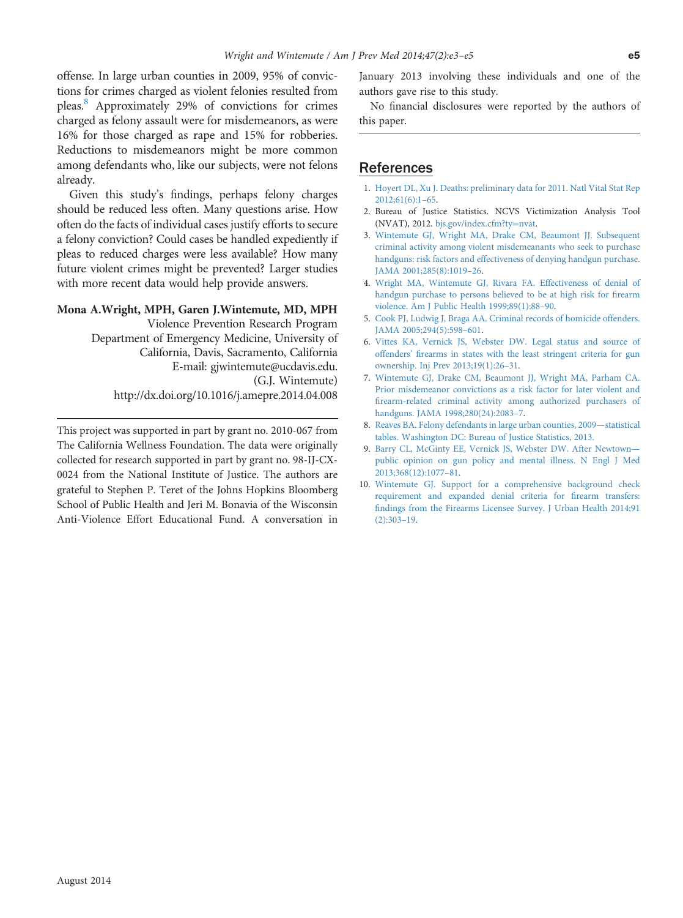offense. In large urban counties in 2009, 95% of convictions for crimes charged as violent felonies resulted from pleas.[8] Approximately 29% of convictions for crimes charged as felony assault were for misdemeanors, as were 16% for those charged as rape and 15% for robberies. Reductions to misdemeanors might be more common among defendants who, like our subjects, were not felons already.

Given this study's findings, perhaps felony charges should be reduced less often. Many questions arise. How often do the facts of individual cases justify efforts to secure a felony conviction? Could cases be handled expediently if pleas to reduced charges were less available? How many future violent crimes might be prevented? Larger studies with more recent data would help provide answers.

**Mona A.Wright, MPH, Garen J.Wintemute, MD, MPH**
Violence Prevention Research Program
Department of Emergency Medicine, University of California, Davis, Sacramento, California
E-mail: gjwintemute@ucdavis.edu.
(G.J. Wintemute)
http://dx.doi.org/10.1016/j.amepre.2014.04.008

This project was supported in part by grant no. 2010-067 from The California Wellness Foundation. The data were originally collected for research supported in part by grant no. 98-IJ-CX-0024 from the National Institute of Justice. The authors are grateful to Stephen P. Teret of the Johns Hopkins Bloomberg School of Public Health and Jeri M. Bonavia of the Wisconsin Anti-Violence Effort Educational Fund. A conversation in January 2013 involving these individuals and one of the authors gave rise to this study.

No financial disclosures were reported by the authors of this paper.

## References

1. Hoyert DL, Xu J. Deaths: preliminary data for 2011. Natl Vital Stat Rep 2012;61(6):1–65.
2. Bureau of Justice Statistics. NCVS Victimization Analysis Tool (NVAT), 2012. bjs.gov/index.cfm?ty=nvat.
3. Wintemute GJ, Wright MA, Drake CM, Beaumont JJ. Subsequent criminal activity among violent misdemeanants who seek to purchase handguns: risk factors and effectiveness of denying handgun purchase. JAMA 2001;285(8):1019–26.
4. Wright MA, Wintemute GJ, Rivara FA. Effectiveness of denial of handgun purchase to persons believed to be at high risk for firearm violence. Am J Public Health 1999;89(1):88–90.
5. Cook PJ, Ludwig J, Braga AA. Criminal records of homicide offenders. JAMA 2005;294(5):598–601.
6. Vittes KA, Vernick JS, Webster DW. Legal status and source of offenders' firearms in states with the least stringent criteria for gun ownership. Inj Prev 2013;19(1):26–31.
7. Wintemute GJ, Drake CM, Beaumont JJ, Wright MA, Parham CA. Prior misdemeanor convictions as a risk factor for later violent and firearm-related criminal activity among authorized purchasers of handguns. JAMA 1998;280(24):2083–7.
8. Reaves BA. Felony defendants in large urban counties, 2009—statistical tables. Washington DC: Bureau of Justice Statistics, 2013.
9. Barry CL, McGinty EE, Vernick JS, Webster DW. After Newtown—public opinion on gun policy and mental illness. N Engl J Med 2013;368(12):1077–81.
10. Wintemute GJ. Support for a comprehensive background check requirement and expanded denial criteria for firearm transfers: findings from the Firearms Licensee Survey. J Urban Health 2014;91(2):303–19.